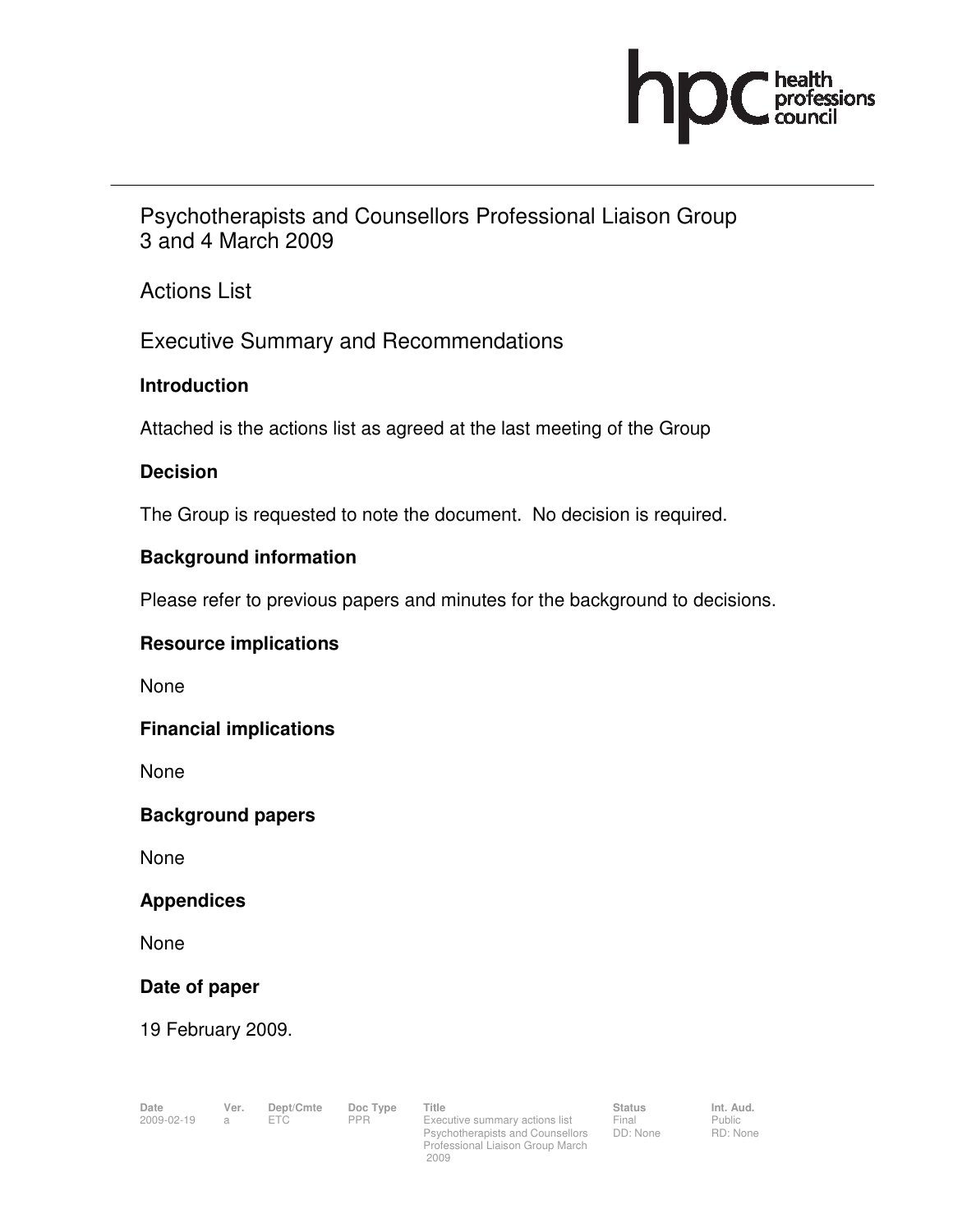Psychotherapists and Counsellors Professional Liaison Group
3 and 4 March 2009

Actions List

Executive Summary and Recommendations

**Introduction**

Attached is the actions list as agreed at the last meeting of the Group

**Decision**

The Group is requested to note the document. No decision is required.

**Background information**

Please refer to previous papers and minutes for the background to decisions.

**Resource implications**

None

**Financial implications**

None

**Background papers**

None

**Appendices**

None

**Date of paper**

19 February 2009.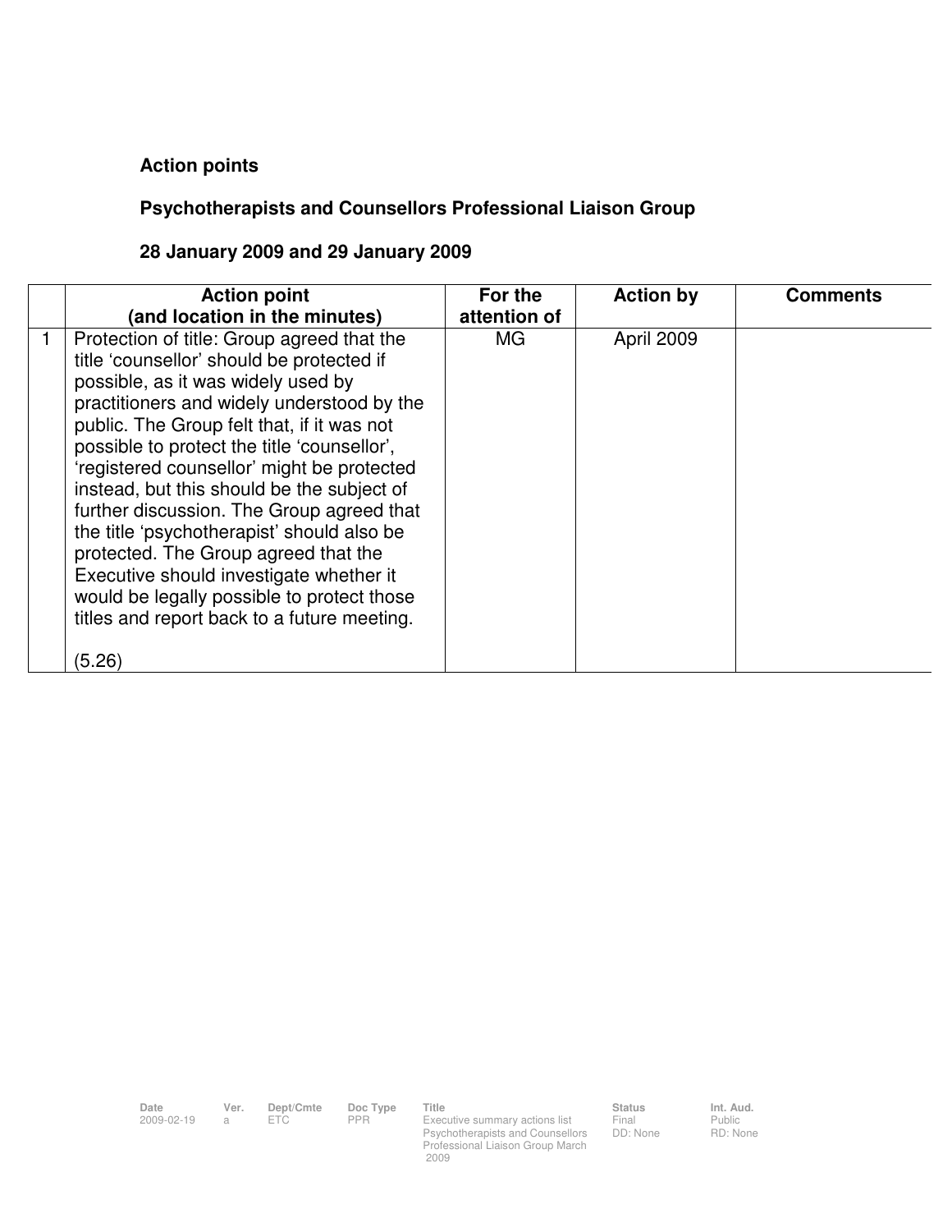**Action points**

**Psychotherapists and Counsellors Professional Liaison Group**

**28 January 2009 and 29 January 2009**

| | Action point (and location in the minutes) | For the attention of | Action by | Comments |
|---|---|---|---|---|
| 1 | Protection of title: Group agreed that the title 'counsellor' should be protected if possible, as it was widely used by practitioners and widely understood by the public. The Group felt that, if it was not possible to protect the title 'counsellor', 'registered counsellor' might be protected instead, but this should be the subject of further discussion. The Group agreed that the title 'psychotherapist' should also be protected. The Group agreed that the Executive should investigate whether it would be legally possible to protect those titles and report back to a future meeting.<br><br>(5.26) | MG | April 2009 | |